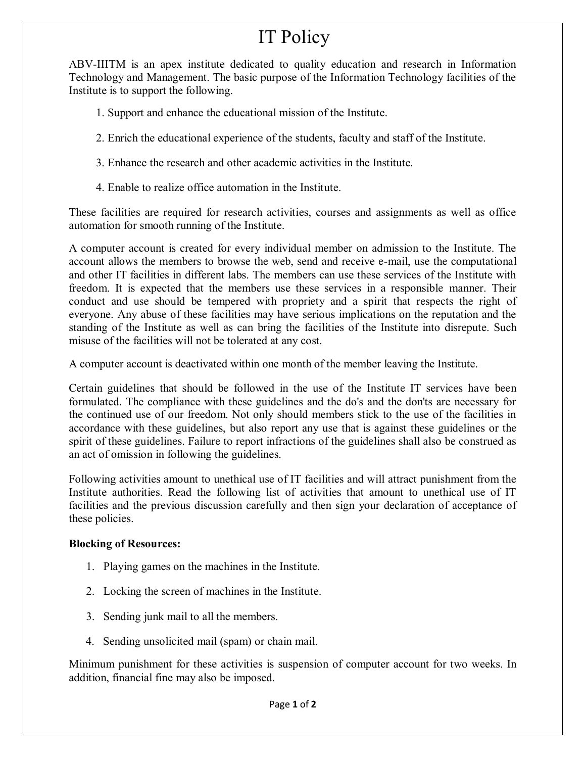# IT Policy

ABV-IIITM is an apex institute dedicated to quality education and research in Information Technology and Management. The basic purpose of the Information Technology facilities of the Institute is to support the following.

1. Support and enhance the educational mission of the Institute.
2. Enrich the educational experience of the students, faculty and staff of the Institute.
3. Enhance the research and other academic activities in the Institute.
4. Enable to realize office automation in the Institute.

These facilities are required for research activities, courses and assignments as well as office automation for smooth running of the Institute.

A computer account is created for every individual member on admission to the Institute. The account allows the members to browse the web, send and receive e-mail, use the computational and other IT facilities in different labs. The members can use these services of the Institute with freedom. It is expected that the members use these services in a responsible manner. Their conduct and use should be tempered with propriety and a spirit that respects the right of everyone. Any abuse of these facilities may have serious implications on the reputation and the standing of the Institute as well as can bring the facilities of the Institute into disrepute. Such misuse of the facilities will not be tolerated at any cost.

A computer account is deactivated within one month of the member leaving the Institute.

Certain guidelines that should be followed in the use of the Institute IT services have been formulated. The compliance with these guidelines and the do's and the don'ts are necessary for the continued use of our freedom. Not only should members stick to the use of the facilities in accordance with these guidelines, but also report any use that is against these guidelines or the spirit of these guidelines. Failure to report infractions of the guidelines shall also be construed as an act of omission in following the guidelines.

Following activities amount to unethical use of IT facilities and will attract punishment from the Institute authorities. Read the following list of activities that amount to unethical use of IT facilities and the previous discussion carefully and then sign your declaration of acceptance of these policies.

**Blocking of Resources:**

1. Playing games on the machines in the Institute.
2. Locking the screen of machines in the Institute.
3. Sending junk mail to all the members.
4. Sending unsolicited mail (spam) or chain mail.

Minimum punishment for these activities is suspension of computer account for two weeks. In addition, financial fine may also be imposed.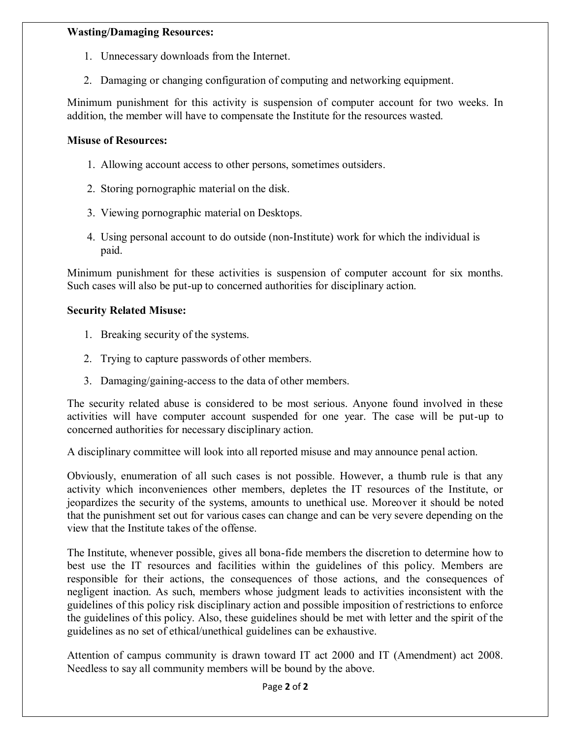**Wasting/Damaging Resources:**

1. Unnecessary downloads from the Internet.
2. Damaging or changing configuration of computing and networking equipment.

Minimum punishment for this activity is suspension of computer account for two weeks. In addition, the member will have to compensate the Institute for the resources wasted.

**Misuse of Resources:**

1. Allowing account access to other persons, sometimes outsiders.
2. Storing pornographic material on the disk.
3. Viewing pornographic material on Desktops.
4. Using personal account to do outside (non-Institute) work for which the individual is paid.

Minimum punishment for these activities is suspension of computer account for six months. Such cases will also be put-up to concerned authorities for disciplinary action.

**Security Related Misuse:**

1. Breaking security of the systems.
2. Trying to capture passwords of other members.
3. Damaging/gaining-access to the data of other members.

The security related abuse is considered to be most serious. Anyone found involved in these activities will have computer account suspended for one year. The case will be put-up to concerned authorities for necessary disciplinary action.

A disciplinary committee will look into all reported misuse and may announce penal action.

Obviously, enumeration of all such cases is not possible. However, a thumb rule is that any activity which inconveniences other members, depletes the IT resources of the Institute, or jeopardizes the security of the systems, amounts to unethical use. Moreover it should be noted that the punishment set out for various cases can change and can be very severe depending on the view that the Institute takes of the offense.

The Institute, whenever possible, gives all bona-fide members the discretion to determine how to best use the IT resources and facilities within the guidelines of this policy. Members are responsible for their actions, the consequences of those actions, and the consequences of negligent inaction. As such, members whose judgment leads to activities inconsistent with the guidelines of this policy risk disciplinary action and possible imposition of restrictions to enforce the guidelines of this policy. Also, these guidelines should be met with letter and the spirit of the guidelines as no set of ethical/unethical guidelines can be exhaustive.

Attention of campus community is drawn toward IT act 2000 and IT (Amendment) act 2008. Needless to say all community members will be bound by the above.